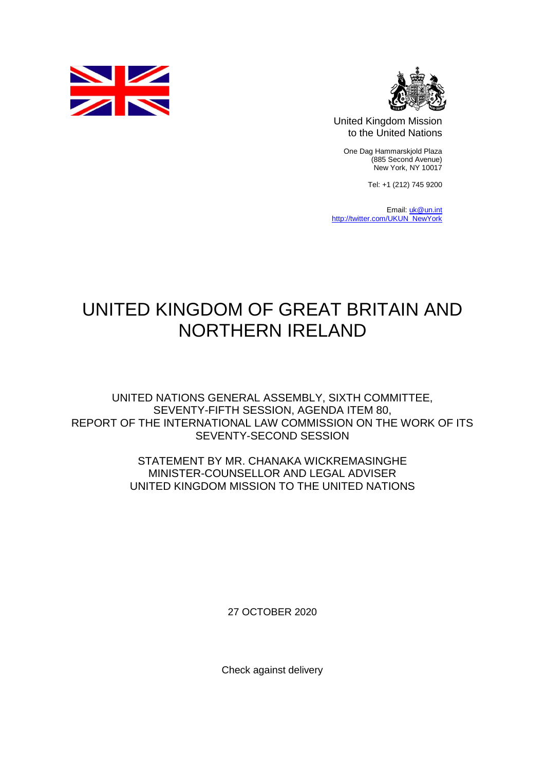United Kingdom Mission
to the United Nations

One Dag Hammarskjold Plaza
(885 Second Avenue)
New York, NY 10017

Tel: +1 (212) 745 9200

Email: uk@un.int
http://twitter.com/UKUN_NewYork

# UNITED KINGDOM OF GREAT BRITAIN AND NORTHERN IRELAND

## UNITED NATIONS GENERAL ASSEMBLY, SIXTH COMMITTEE, SEVENTY-FIFTH SESSION, AGENDA ITEM 80, REPORT OF THE INTERNATIONAL LAW COMMISSION ON THE WORK OF ITS SEVENTY-SECOND SESSION

STATEMENT BY MR. CHANAKA WICKREMASINGHE
MINISTER-COUNSELLOR AND LEGAL ADVISER
UNITED KINGDOM MISSION TO THE UNITED NATIONS

27 OCTOBER 2020

Check against delivery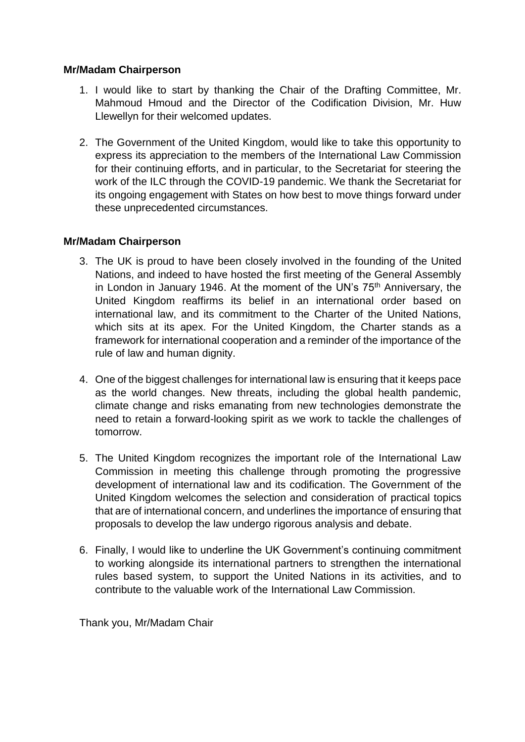**Mr/Madam Chairperson**

1. I would like to start by thanking the Chair of the Drafting Committee, Mr. Mahmoud Hmoud and the Director of the Codification Division, Mr. Huw Llewellyn for their welcomed updates.

2. The Government of the United Kingdom, would like to take this opportunity to express its appreciation to the members of the International Law Commission for their continuing efforts, and in particular, to the Secretariat for steering the work of the ILC through the COVID-19 pandemic. We thank the Secretariat for its ongoing engagement with States on how best to move things forward under these unprecedented circumstances.

**Mr/Madam Chairperson**

3. The UK is proud to have been closely involved in the founding of the United Nations, and indeed to have hosted the first meeting of the General Assembly in London in January 1946. At the moment of the UN's 75th Anniversary, the United Kingdom reaffirms its belief in an international order based on international law, and its commitment to the Charter of the United Nations, which sits at its apex. For the United Kingdom, the Charter stands as a framework for international cooperation and a reminder of the importance of the rule of law and human dignity.

4. One of the biggest challenges for international law is ensuring that it keeps pace as the world changes. New threats, including the global health pandemic, climate change and risks emanating from new technologies demonstrate the need to retain a forward-looking spirit as we work to tackle the challenges of tomorrow.

5. The United Kingdom recognizes the important role of the International Law Commission in meeting this challenge through promoting the progressive development of international law and its codification. The Government of the United Kingdom welcomes the selection and consideration of practical topics that are of international concern, and underlines the importance of ensuring that proposals to develop the law undergo rigorous analysis and debate.

6. Finally, I would like to underline the UK Government's continuing commitment to working alongside its international partners to strengthen the international rules based system, to support the United Nations in its activities, and to contribute to the valuable work of the International Law Commission.

Thank you, Mr/Madam Chair